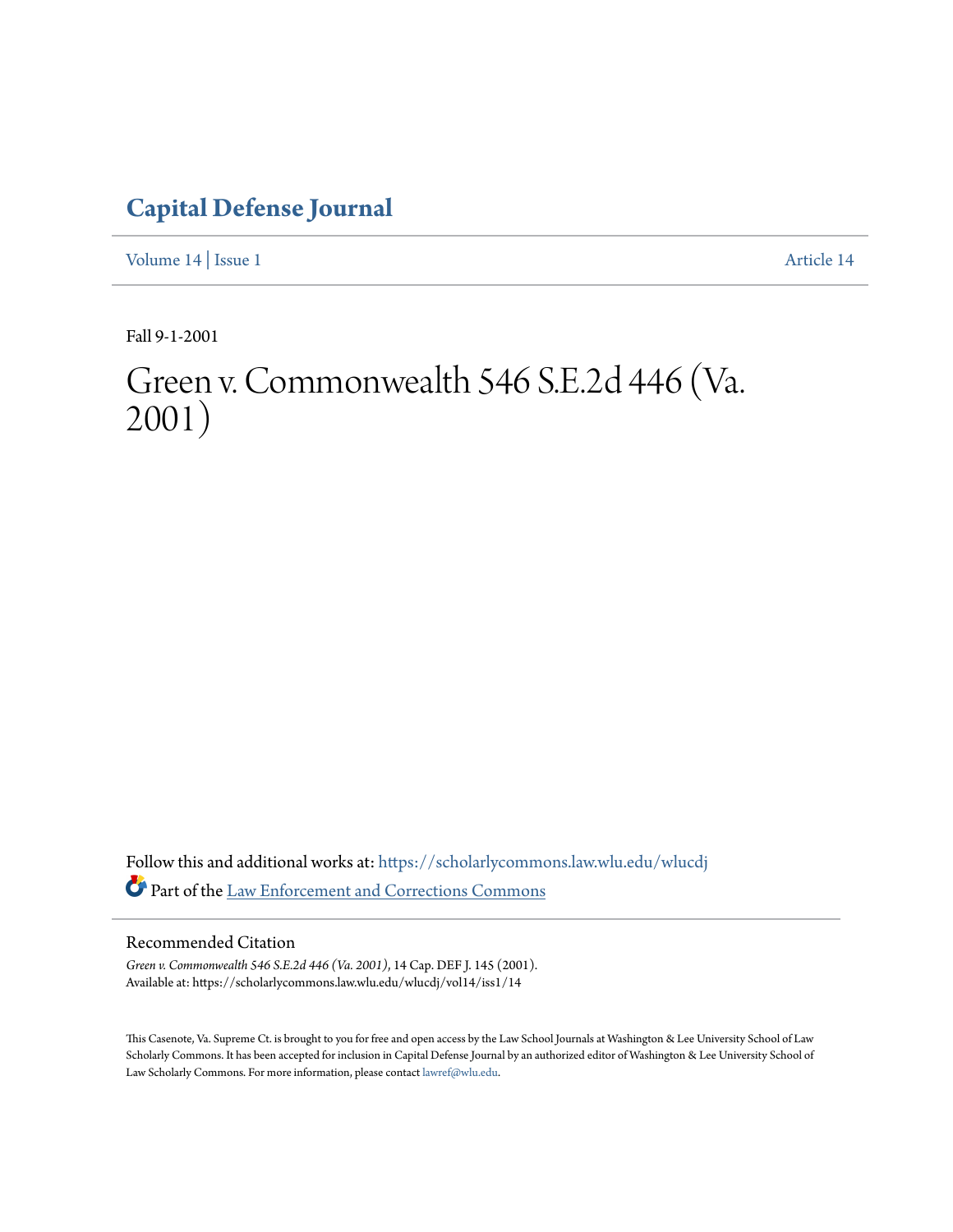# Capital Defense Journal

Volume 14 | Issue 1 Article 14

Fall 9-1-2001

# Green v. Commonwealth 546 S.E.2d 446 (Va. 2001)

Follow this and additional works at: https://scholarlycommons.law.wlu.edu/wlucdj

Part of the Law Enforcement and Corrections Commons

## Recommended Citation

*Green v. Commonwealth 546 S.E.2d 446 (Va. 2001)*, 14 Cap. DEF J. 145 (2001).
Available at: https://scholarlycommons.law.wlu.edu/wlucdj/vol14/iss1/14

This Casenote, Va. Supreme Ct. is brought to you for free and open access by the Law School Journals at Washington & Lee University School of Law Scholarly Commons. It has been accepted for inclusion in Capital Defense Journal by an authorized editor of Washington & Lee University School of Law Scholarly Commons. For more information, please contact lawref@wlu.edu.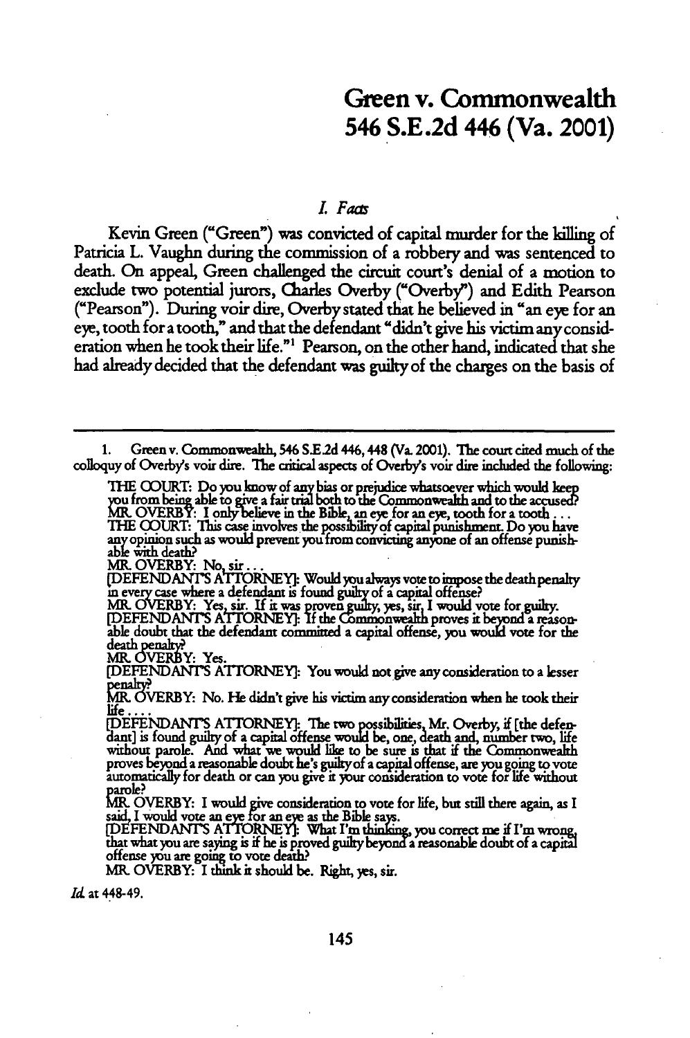# Green v. Commonwealth 546 S.E.2d 446 (Va. 2001)

## *I. Facts*

Kevin Green ("Green") was convicted of capital murder for the killing of Patricia L. Vaughn during the commission of a robbery and was sentenced to death. On appeal, Green challenged the circuit court's denial of a motion to exclude two potential jurors, Charles Overby ("Overby") and Edith Pearson ("Pearson"). During voir dire, Overby stated that he believed in "an eye for an eye, tooth for a tooth," and that the defendant "didn't give his victim any consideration when he took their life."[1] Pearson, on the other hand, indicated that she had already decided that the defendant was guilty of the charges on the basis of

---

1. Green v. Commonwealth, 546 S.E.2d 446, 448 (Va. 2001). The court cited much of the colloquy of Overby's voir dire. The critical aspects of Overby's voir dire included the following:

> THE COURT: Do you know of any bias or prejudice whatsoever which would keep you from being able to give a fair trial both to the Commonwealth and to the accused?
> MR. OVERBY: I only believe in the Bible, an eye for an eye, tooth for a tooth . . .
> THE COURT: This case involves the possibility of capital punishment. Do you have any opinion such as would prevent you from convicting anyone of an offense punishable with death?
> MR. OVERBY: No, sir . . .
> [DEFENDANT'S ATTORNEY]: Would you always vote to impose the death penalty in every case where a defendant is found guilty of a capital offense?
> MR. OVERBY: Yes, sir. If it was proven guilty, yes, sir, I would vote for guilty.
> [DEFENDANT'S ATTORNEY]: If the Commonwealth proves it beyond a reasonable doubt that the defendant committed a capital offense, you would vote for the death penalty?
> MR. OVERBY: Yes.
> [DEFENDANT'S ATTORNEY]: You would not give any consideration to a lesser penalty?
> MR. OVERBY: No. He didn't give his victim any consideration when he took their life . . . .
> [DEFENDANT'S ATTORNEY]: The two possibilities, Mr. Overby, if [the defendant] is found guilty of a capital offense would be, one, death and, number two, life without parole. And what we would like to be sure is that if the Commonwealth proves beyond a reasonable doubt he's guilty of a capital offense, are you going to vote automatically for death or can you give it your consideration to vote for life without parole?
> MR. OVERBY: I would give consideration to vote for life, but still there again, as I said, I would vote an eye for an eye as the Bible says.
> [DEFENDANT'S ATTORNEY]: What I'm thinking, you correct me if I'm wrong, that what you are saying is if he is proved guilty beyond a reasonable doubt of a capital offense you are going to vote death?
> MR. OVERBY: I think it should be. Right, yes, sir.

*Id.* at 448-49.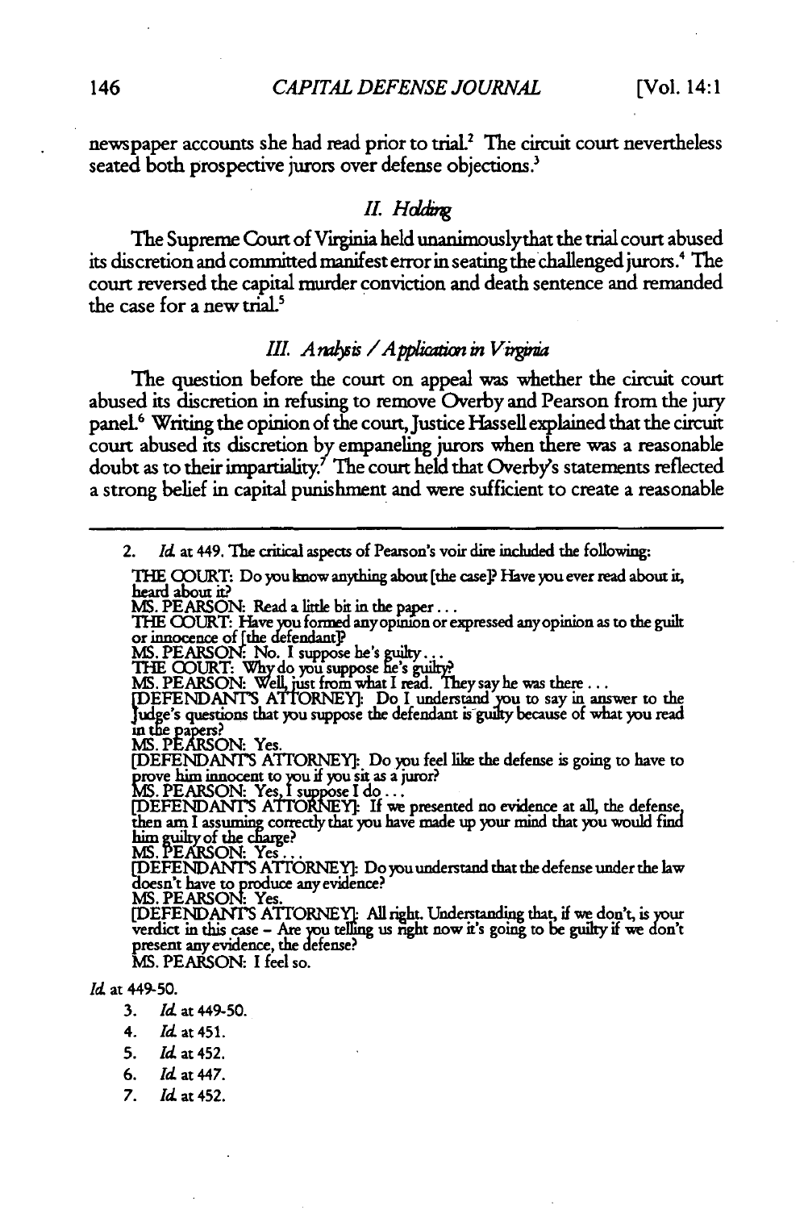newspaper accounts she had read prior to trial.[2] The circuit court nevertheless seated both prospective jurors over defense objections.[3]

## *II. Holding*

The Supreme Court of Virginia held unanimously that the trial court abused its discretion and committed manifest error in seating the challenged jurors.[4] The court reversed the capital murder conviction and death sentence and remanded the case for a new trial.[5]

## *III. Analysis / Application in Virginia*

The question before the court on appeal was whether the circuit court abused its discretion in refusing to remove Overby and Pearson from the jury panel.[6] Writing the opinion of the court, Justice Hassell explained that the circuit court abused its discretion by empaneling jurors when there was a reasonable doubt as to their impartiality.[7] The court held that Overby's statements reflected a strong belief in capital punishment and were sufficient to create a reasonable

---

2. *Id.* at 449. The critical aspects of Pearson's voir dire included the following:

THE COURT: Do you know anything about [the case]? Have you ever read about it, heard about it?
MS. PEARSON: Read a little bit in the paper . . .
THE COURT: Have you formed any opinion or expressed any opinion as to the guilt or innocence of [the defendant]?
MS. PEARSON: No. I suppose he's guilty . . .
THE COURT: Why do you suppose he's guilty?
MS. PEARSON: Well, just from what I read. They say he was there . . .
[DEFENDANT'S ATTORNEY]: Do I understand you to say in answer to the Judge's questions that you suppose the defendant is guilty because of what you read in the papers?
MS. PEARSON: Yes.
[DEFENDANT'S ATTORNEY]: Do you feel like the defense is going to have to prove him innocent to you if you sit as a juror?
MS. PEARSON: Yes, I suppose I do . . .
[DEFENDANT'S ATTORNEY]: If we presented no evidence at all, the defense, then am I assuming correctly that you have made up your mind that you would find him guilty of the charge?
MS. PEARSON: Yes . . .
[DEFENDANT'S ATTORNEY]: Do you understand that the defense under the law doesn't have to produce any evidence?
MS. PEARSON: Yes.
[DEFENDANT'S ATTORNEY]: All right. Understanding that, if we don't, is your verdict in this case – Are you telling us right now it's going to be guilty if we don't present any evidence, the defense?
MS. PEARSON: I feel so.

*Id.* at 449-50.

3. *Id.* at 449-50.
4. *Id.* at 451.
5. *Id.* at 452.
6. *Id.* at 447.
7. *Id.* at 452.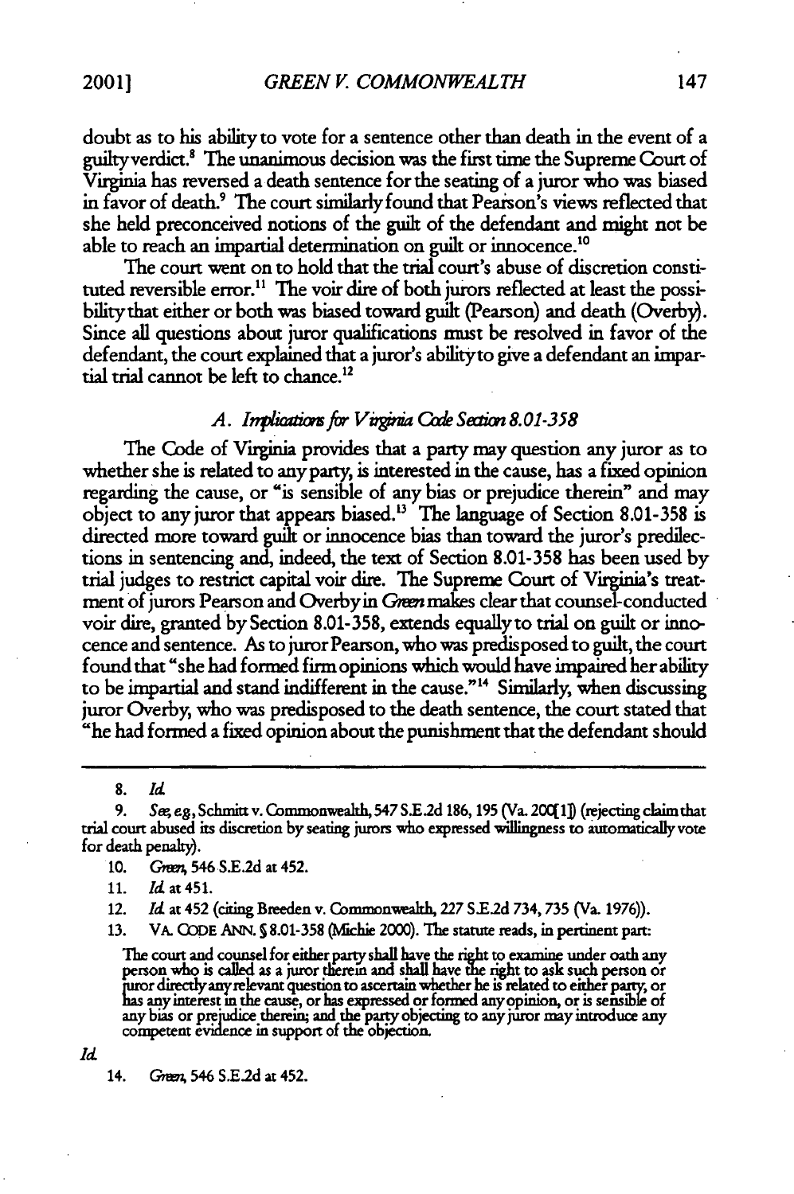doubt as to his ability to vote for a sentence other than death in the event of a guilty verdict.[8] The unanimous decision was the first time the Supreme Court of Virginia has reversed a death sentence for the seating of a juror who was biased in favor of death.[9] The court similarly found that Pearson's views reflected that she held preconceived notions of the guilt of the defendant and might not be able to reach an impartial determination on guilt or innocence.[10]

The court went on to hold that the trial court's abuse of discretion constituted reversible error.[11] The voir dire of both jurors reflected at least the possibility that either or both was biased toward guilt (Pearson) and death (Overby). Since all questions about juror qualifications must be resolved in favor of the defendant, the court explained that a juror's ability to give a defendant an impartial trial cannot be left to chance.[12]

### *A. Implications for Virginia Code Section 8.01-358*

The Code of Virginia provides that a party may question any juror as to whether she is related to any party, is interested in the cause, has a fixed opinion regarding the cause, or "is sensible of any bias or prejudice therein" and may object to any juror that appears biased.[13] The language of Section 8.01-358 is directed more toward guilt or innocence bias than toward the juror's predilections in sentencing and, indeed, the text of Section 8.01-358 has been used by trial judges to restrict capital voir dire. The Supreme Court of Virginia's treatment of jurors Pearson and Overby in *Green* makes clear that counsel-conducted voir dire, granted by Section 8.01-358, extends equally to trial on guilt or innocence and sentence. As to juror Pearson, who was predisposed to guilt, the court found that "she had formed firm opinions which would have impaired her ability to be impartial and stand indifferent in the cause."[14] Similarly, when discussing juror Overby, who was predisposed to the death sentence, the court stated that "he had formed a fixed opinion about the punishment that the defendant should

---

8. *Id.*

9. *See, e.g.*, Schmitt v. Commonwealth, 547 S.E.2d 186, 195 (Va. 200[1]) (rejecting claim that trial court abused its discretion by seating jurors who expressed willingness to automatically vote for death penalty).

10. *Green*, 546 S.E.2d at 452.

11. *Id.* at 451.

12. *Id.* at 452 (citing Breeden v. Commonwealth, 227 S.E.2d 734, 735 (Va. 1976)).

13. VA. CODE ANN. § 8.01-358 (Michie 2000). The statute reads, in pertinent part:

> The court and counsel for either party shall have the right to examine under oath any person who is called as a juror therein and shall have the right to ask such person or juror directly any relevant question to ascertain whether he is related to either party, or has any interest in the cause, or has expressed or formed any opinion, or is sensible of any bias or prejudice therein; and the party objecting to any juror may introduce any competent evidence in support of the objection.

*Id.*

14. *Green*, 546 S.E.2d at 452.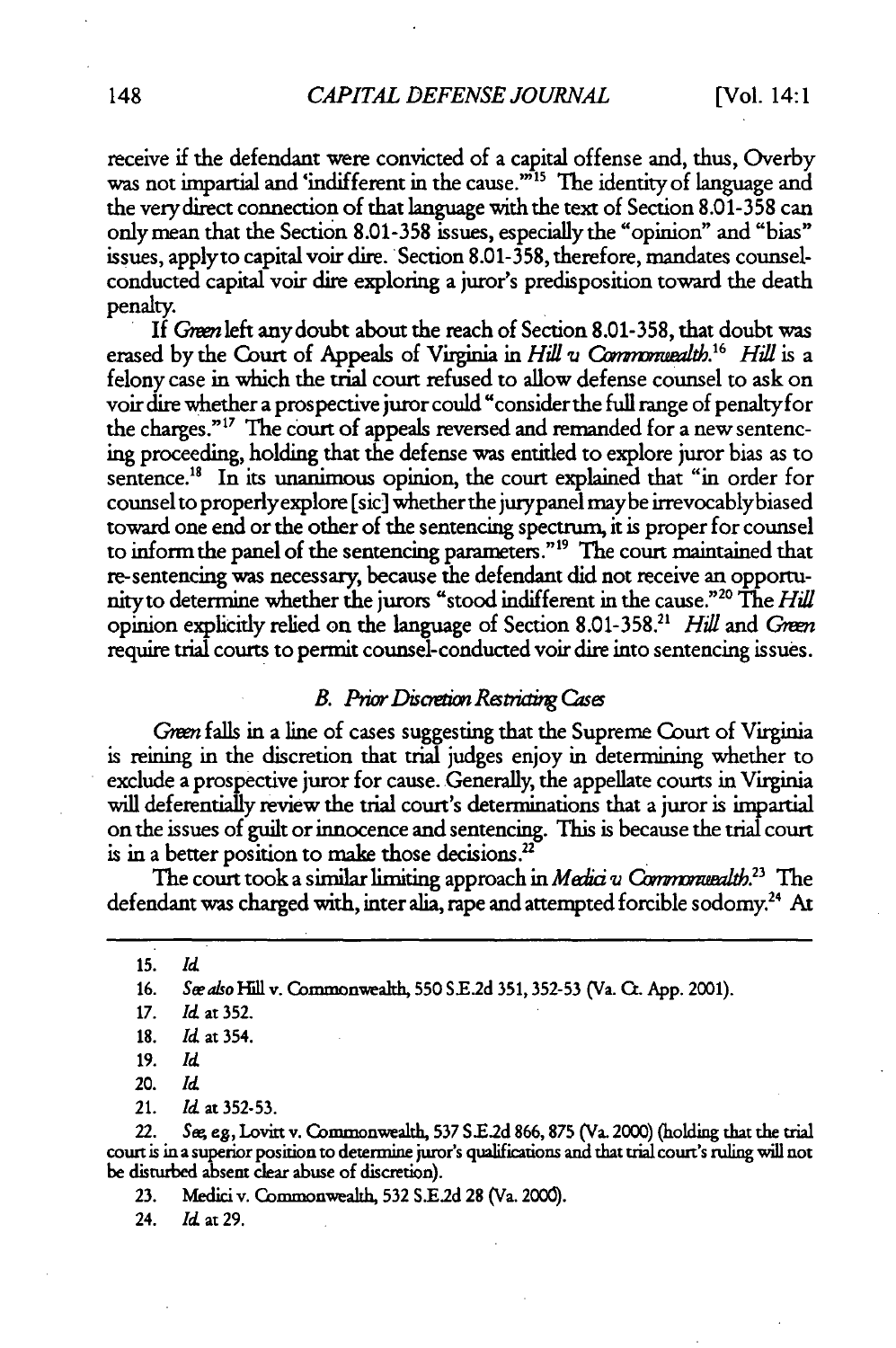receive if the defendant were convicted of a capital offense and, thus, Overby was not impartial and 'indifferent in the cause.'"[15] The identity of language and the very direct connection of that language with the text of Section 8.01-358 can only mean that the Section 8.01-358 issues, especially the "opinion" and "bias" issues, apply to capital voir dire. Section 8.01-358, therefore, mandates counsel-conducted capital voir dire exploring a juror's predisposition toward the death penalty.

If *Green* left any doubt about the reach of Section 8.01-358, that doubt was erased by the Court of Appeals of Virginia in *Hill v. Commonwealth*.[16] *Hill* is a felony case in which the trial court refused to allow defense counsel to ask on voir dire whether a prospective juror could "consider the full range of penalty for the charges."[17] The court of appeals reversed and remanded for a new sentencing proceeding, holding that the defense was entitled to explore juror bias as to sentence.[18] In its unanimous opinion, the court explained that "in order for counsel to properly explore [sic] whether the jury panel may be irrevocably biased toward one end or the other of the sentencing spectrum, it is proper for counsel to inform the panel of the sentencing parameters."[19] The court maintained that re-sentencing was necessary, because the defendant did not receive an opportunity to determine whether the jurors "stood indifferent in the cause."[20] The *Hill* opinion explicitly relied on the language of Section 8.01-358.[21] *Hill* and *Green* require trial courts to permit counsel-conducted voir dire into sentencing issues.

### *B. Prior Discretion Restricting Cases*

*Green* falls in a line of cases suggesting that the Supreme Court of Virginia is reining in the discretion that trial judges enjoy in determining whether to exclude a prospective juror for cause. Generally, the appellate courts in Virginia will deferentially review the trial court's determinations that a juror is impartial on the issues of guilt or innocence and sentencing. This is because the trial court is in a better position to make those decisions.[22]

The court took a similar limiting approach in *Medici v. Commonwealth*.[23] The defendant was charged with, inter alia, rape and attempted forcible sodomy.[24] At

---

15. *Id.*

16. *See also* Hill v. Commonwealth, 550 S.E.2d 351, 352-53 (Va. Ct. App. 2001).

17. *Id.* at 352.

18. *Id.* at 354.

19. *Id.*

20. *Id.*

21. *Id.* at 352-53.

22. *See, e.g.*, Lovitt v. Commonwealth, 537 S.E.2d 866, 875 (Va. 2000) (holding that the trial court is in a superior position to determine juror's qualifications and that trial court's ruling will not be disturbed absent clear abuse of discretion).

23. Medici v. Commonwealth, 532 S.E.2d 28 (Va. 2000).

24. *Id.* at 29.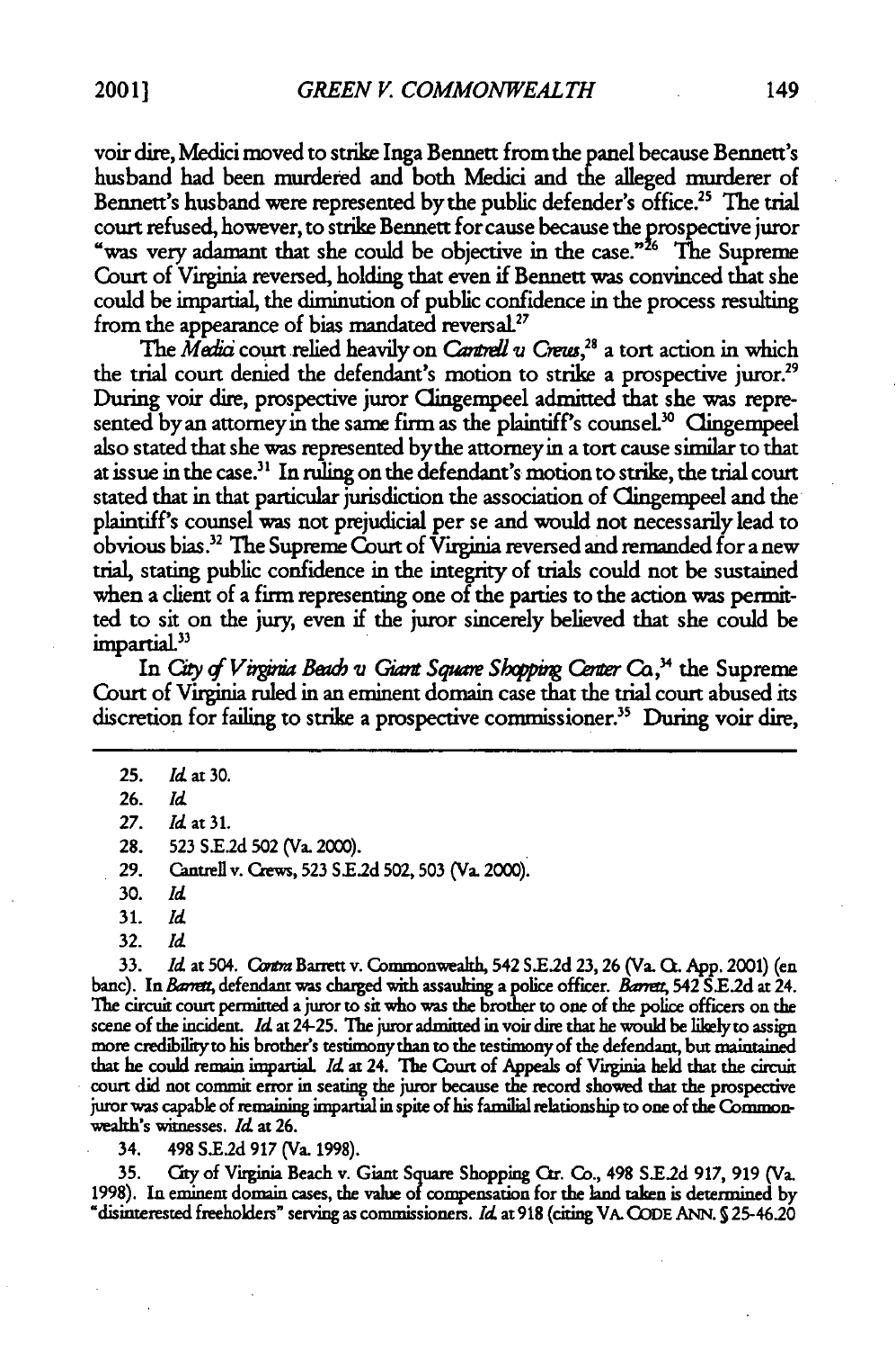voir dire, Medici moved to strike Inga Bennett from the panel because Bennett's husband had been murdered and both Medici and the alleged murderer of Bennett's husband were represented by the public defender's office.[25] The trial court refused, however, to strike Bennett for cause because the prospective juror "was very adamant that she could be objective in the case."[26] The Supreme Court of Virginia reversed, holding that even if Bennett was convinced that she could be impartial, the diminution of public confidence in the process resulting from the appearance of bias mandated reversal.[27]

The *Medici* court relied heavily on *Cantrell v. Crews*,[28] a tort action in which the trial court denied the defendant's motion to strike a prospective juror.[29] During voir dire, prospective juror Clingempeel admitted that she was represented by an attorney in the same firm as the plaintiff's counsel.[30] Clingempeel also stated that she was represented by the attorney in a tort cause similar to that at issue in the case.[31] In ruling on the defendant's motion to strike, the trial court stated that in that particular jurisdiction the association of Clingempeel and the plaintiff's counsel was not prejudicial per se and would not necessarily lead to obvious bias.[32] The Supreme Court of Virginia reversed and remanded for a new trial, stating public confidence in the integrity of trials could not be sustained when a client of a firm representing one of the parties to the action was permitted to sit on the jury, even if the juror sincerely believed that she could be impartial.[33]

In *City of Virginia Beach v. Giant Square Shopping Center Co.*,[34] the Supreme Court of Virginia ruled in an eminent domain case that the trial court abused its discretion for failing to strike a prospective commissioner.[35] During voir dire,

---

25. *Id.* at 30.

26. *Id.*

27. *Id.* at 31.

28. 523 S.E.2d 502 (Va. 2000).

29. Cantrell v. Crews, 523 S.E.2d 502, 503 (Va. 2000).

30. *Id.*

31. *Id.*

32. *Id.*

33. *Id.* at 504. *Contra* Barrett v. Commonwealth, 542 S.E.2d 23, 26 (Va. Ct. App. 2001) (en banc). In *Barrett*, defendant was charged with assaulting a police officer. *Barrett*, 542 S.E.2d at 24. The circuit court permitted a juror to sit who was the brother to one of the police officers on the scene of the incident. *Id.* at 24-25. The juror admitted in voir dire that he would be likely to assign more credibility to his brother's testimony than to the testimony of the defendant, but maintained that he could remain impartial. *Id.* at 24. The Court of Appeals of Virginia held that the circuit court did not commit error in seating the juror because the record showed that the prospective juror was capable of remaining impartial in spite of his familial relationship to one of the Commonwealth's witnesses. *Id.* at 26.

34. 498 S.E.2d 917 (Va. 1998).

35. City of Virginia Beach v. Giant Square Shopping Ctr. Co., 498 S.E.2d 917, 919 (Va. 1998). In eminent domain cases, the value of compensation for the land taken is determined by "disinterested freeholders" serving as commissioners. *Id.* at 918 (citing VA. CODE ANN. § 25-46.20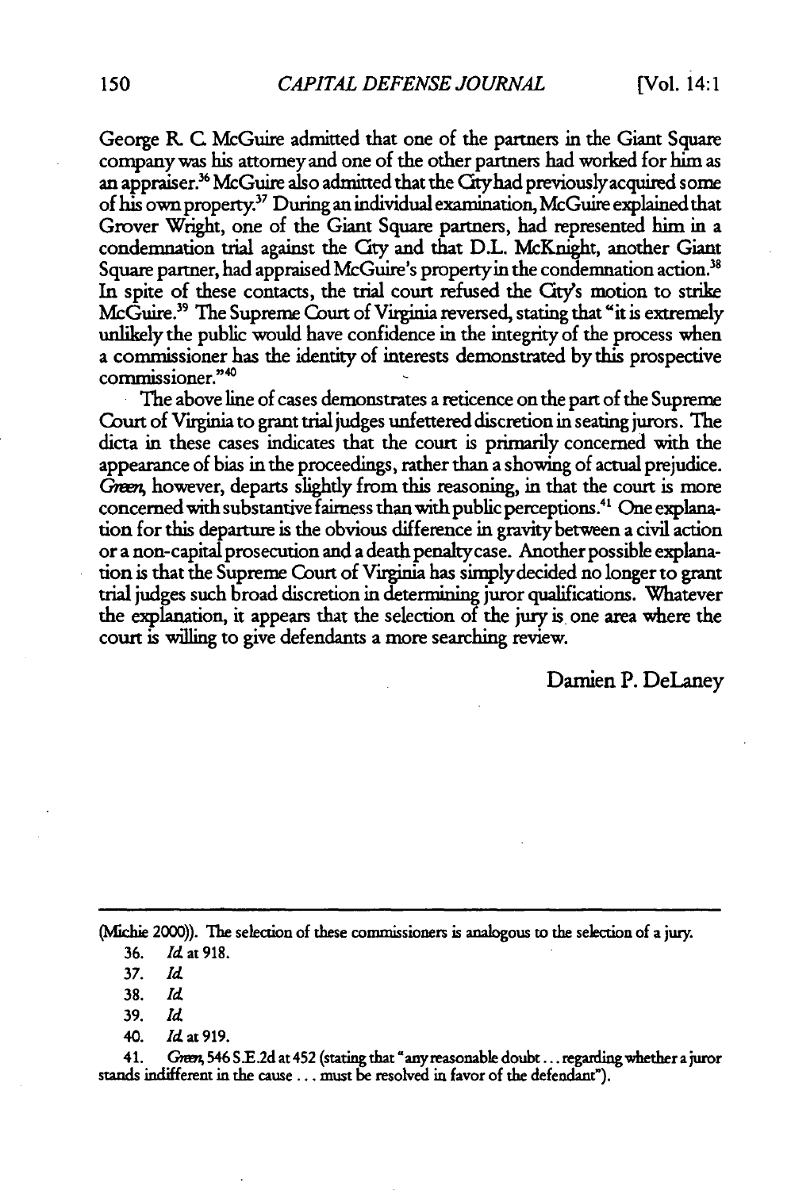George R. C. McGuire admitted that one of the partners in the Giant Square company was his attorney and one of the other partners had worked for him as an appraiser.[36] McGuire also admitted that the City had previously acquired some of his own property.[37] During an individual examination, McGuire explained that Grover Wright, one of the Giant Square partners, had represented him in a condemnation trial against the City and that D.L. McKnight, another Giant Square partner, had appraised McGuire's property in the condemnation action.[38] In spite of these contacts, the trial court refused the City's motion to strike McGuire.[39] The Supreme Court of Virginia reversed, stating that "it is extremely unlikely the public would have confidence in the integrity of the process when a commissioner has the identity of interests demonstrated by this prospective commissioner."[40]

The above line of cases demonstrates a reticence on the part of the Supreme Court of Virginia to grant trial judges unfettered discretion in seating jurors. The dicta in these cases indicates that the court is primarily concerned with the appearance of bias in the proceedings, rather than a showing of actual prejudice. *Green*, however, departs slightly from this reasoning, in that the court is more concerned with substantive fairness than with public perceptions.[41] One explanation for this departure is the obvious difference in gravity between a civil action or a non-capital prosecution and a death penalty case. Another possible explanation is that the Supreme Court of Virginia has simply decided no longer to grant trial judges such broad discretion in determining juror qualifications. Whatever the explanation, it appears that the selection of the jury is one area where the court is willing to give defendants a more searching review.

Damien P. DeLaney

---

(Michie 2000)). The selection of these commissioners is analogous to the selection of a jury.

36. *Id.* at 918.

37. *Id.*

38. *Id.*

39. *Id.*

40. *Id.* at 919.

41. *Green*, 546 S.E.2d at 452 (stating that "any reasonable doubt . . . regarding whether a juror stands indifferent in the cause . . . must be resolved in favor of the defendant").